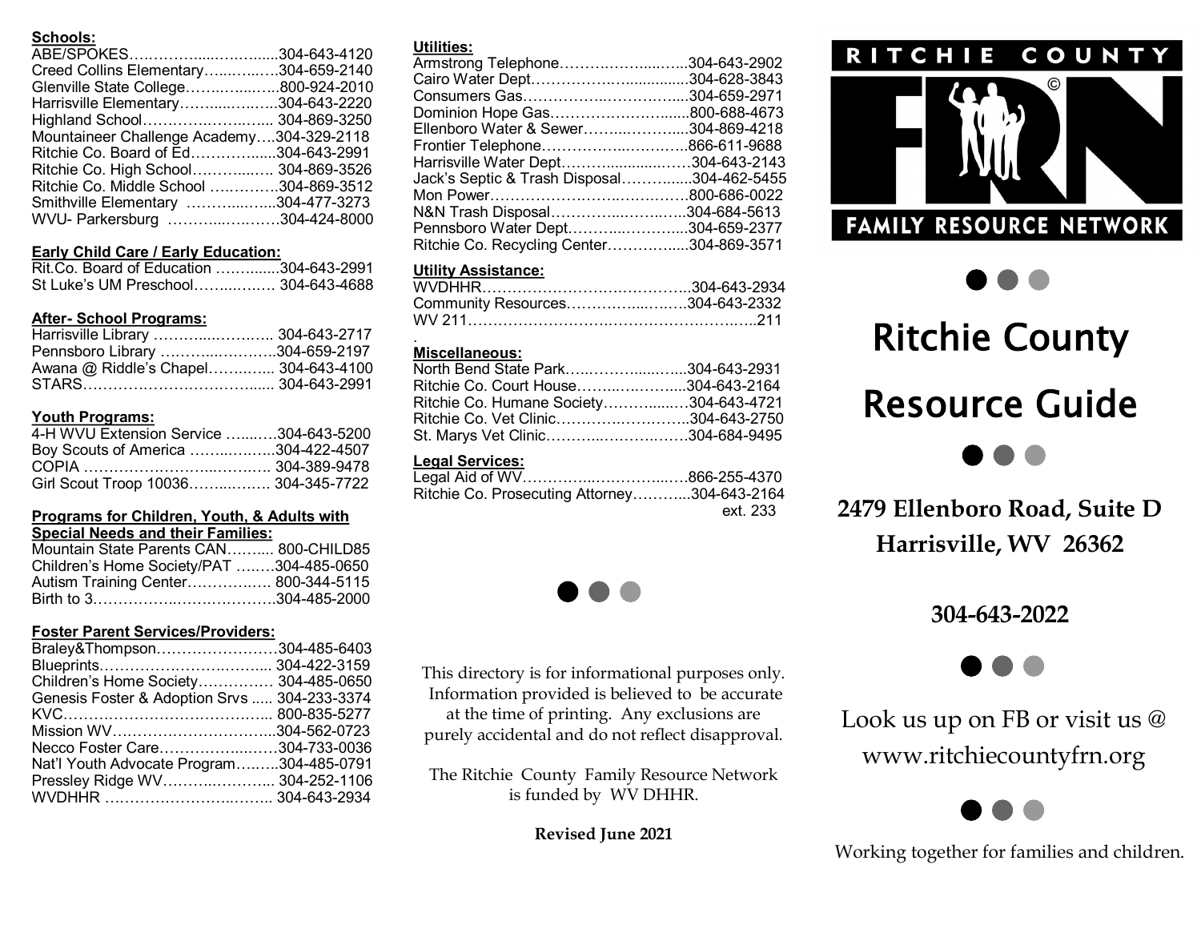**Schools:**

ABE/SPOKES……………......…….......304-643-4120
Creed Collins Elementary…....…..….304-659-2140
Glenville State College……...….....….800-924-2010
Harrisville Elementary…….....…..…..304-643-2220
Highland School…………….……..…. 304-869-3250
Mountaineer Challenge Academy….304-329-2118
Ritchie Co. Board of Ed…………......304-643-2991
Ritchie Co. High School…………..…. 304-869-3526
Ritchie Co. Middle School …………..304-869-3512
Smithville Elementary ………...….....304-477-3273
WVU- Parkersburg ……….....……….304-424-8000

**Early Child Care / Early Education:**

Rit.Co. Board of Education ….…........304-643-2991
St Luke's UM Preschool……...….…. 304-643-4688

**After- School Programs:**

Harrisville Library ……….....……….. 304-643-2717
Pennsboro Library ……….....……….304-659-2197
Awana @ Riddle's Chapel…….…..... 304-643-4100
STARS………….……….……….......... 304-643-2991

**Youth Programs:**

4-H WVU Extension Service …...…..304-643-5200
Boy Scouts of America …….....……..304-422-4507
COPIA …………………….....………. 304-389-9478
Girl Scout Troop 10036……...….…. 304-345-7722

**Programs for Children, Youth, & Adults with Special Needs and their Families:**

Mountain State Parents CAN….….... 800-CHILD85
Children's Home Society/PAT ….….304-485-0650
Autism Training Center……….….… 800-344-5115
Birth to 3……………...……….……….304-485-2000

**Foster Parent Services/Providers:**

Braley&Thompson……………………304-485-6403
Blueprints………………….……..…... 304-422-3159
Children's Home Society…………… 304-485-0650
Genesis Foster & Adoption Srvs ..... 304-233-3374
KVC…………………………………….. 800-835-5277
Mission WV…………………………...304-562-0723
Necco Foster Care……………..…….304-733-0036
Nat'l Youth Advocate Program…..….304-485-0791
Pressley Ridge WV……….....……... 304-252-1106
WVDHHR ……………………...…….. 304-643-2934

**Utilities:**

Armstrong Telephone……….……....…..304-643-2902
Cairo Water Dept……………….…...........304-628-3843
Consumers Gas………………..……….…...304-659-2971
Dominion Hope Gas……………………......800-688-4673
Ellenboro Water & Sewer……...…….…....304-869-4218
Frontier Telephone……………...…….…..866-611-9688
Harrisville Water Dept………........…….304-643-2143
Jack's Septic & Trash Disposal……….....304-462-5455
Mon Power……………………….……….…800-686-0022
N&N Trash Disposal………….....……..…..304-684-5613
Pennsboro Water Dept………...………....304-659-2377
Ritchie Co. Recycling Center………….....304-869-3571

**Utility Assistance:**

WVDHHR………………………….………...304-643-2934
Community Resources………….....……304-643-2332
WV 211…………………….………………………..…..211

**Miscellaneous:**

North Bend State Park…..………......…...304-643-2931
Ritchie Co. Court House……...…….…....304-643-2164
Ritchie Co. Humane Society……….....….304-643-4721
Ritchie Co. Vet Clinic…………….……….…..304-643-2750
St. Marys Vet Clinic……….....……….…….304-684-9495

**Legal Services:**

Legal Aid of WV…………...…………...….866-255-4370
Ritchie Co. Prosecuting Attorney………...304-643-2164 ext. 233

This directory is for informational purposes only. Information provided is believed to be accurate at the time of printing. Any exclusions are purely accidental and do not reflect disapproval.

The Ritchie County Family Resource Network is funded by WV DHHR.

**Revised June 2021**

RITCHIE COUNTY
FRN ©
FAMILY RESOURCE NETWORK

# Ritchie County Resource Guide

**2479 Ellenboro Road, Suite D**
**Harrisville, WV 26362**

**304-643-2022**

Look us up on FB or visit us @ www.ritchiecountyfrn.org

Working together for families and children.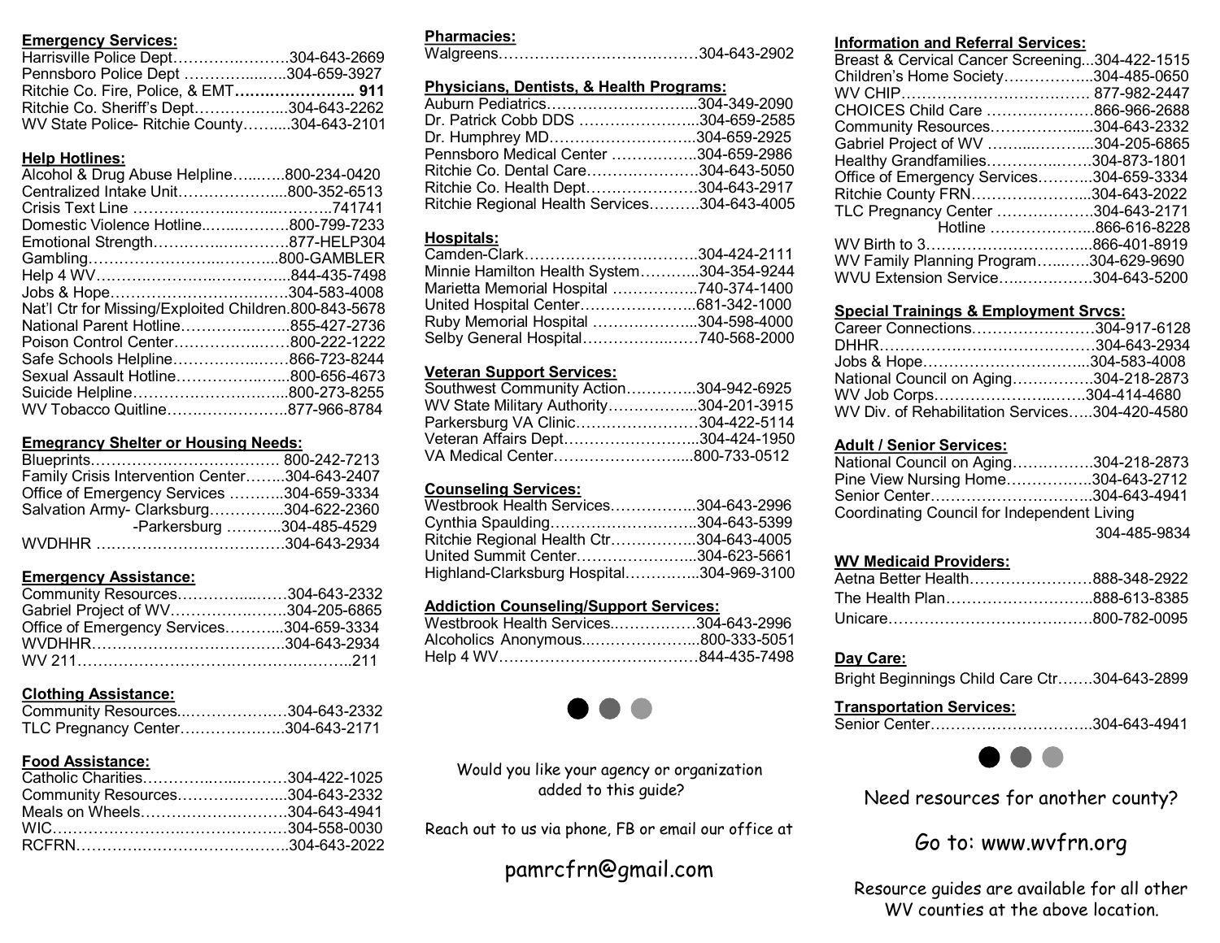**Emergency Services:**

Harrisville Police Dept……………………304-643-2669
Pennsboro Police Dept ……………..…..304-659-3927
Ritchie Co. Fire, Police, & EMT………………….. **911**
Ritchie Co. Sheriff's Dept……………....304-643-2262
WV State Police- Ritchie County……....304-643-2101

**Help Hotlines:**

Alcohol & Drug Abuse Helpline…..…..800-234-0420
Centralized Intake Unit……………….....800-352-6513
Crisis Text Line ………………………………..741741
Domestic Violence Hotline..……………800-799-7233
Emotional Strength……………………877-HELP304
Gambling…………………………………800-GAMBLER
Help 4 WV……………………………….844-435-7498
Jobs & Hope……………………………304-583-4008
Nat'l Ctr for Missing/Exploited Children.800-843-5678
National Parent Hotline……………..….855-427-2736
Poison Control Center……………..……800-222-1222
Safe Schools Helpline……………..……866-723-8244
Sexual Assault Hotline………………....800-656-4673
Suicide Helpline………………………...800-273-8255
WV Tobacco Quitline…………………..877-966-8784

**Emegrancy Shelter or Housing Needs:**

Blueprints……………………………… 800-242-7213
Family Crisis Intervention Center……..304-643-2407
Office of Emergency Services ………..304-659-3334
Salvation Army- Clarksburg…………...304-622-2360
-Parkersburg ………..304-485-4529
WVDHHR ………………………………304-643-2934

**Emergency Assistance:**

Community Resources……………..……304-643-2332
Gabriel Project of WV…………………..304-205-6865
Office of Emergency Services………...304-659-3334
WVDHHR………………………………..304-643-2934
WV 211……………………………………………..211

**Clothing Assistance:**

Community Resources..…………………304-643-2332
TLC Pregnancy Center…………………304-643-2171

**Food Assistance:**

Catholic Charities………………..………304-422-1025
Community Resources…………………..304-643-2332
Meals on Wheels……………………….304-643-4941
WIC………………………………………304-558-0030
RCFRN……………………………………304-643-2022

**Pharmacies:**

Walgreens…………………………………304-643-2902

**Physicians, Dentists, & Health Programs:**

Auburn Pediatrics………………………...304-349-2090
Dr. Patrick Cobb DDS …………………...304-659-2585
Dr. Humphrey MD………………………..304-659-2925
Pennsboro Medical Center ……………..304-659-2986
Ritchie Co. Dental Care…………………304-643-5050
Ritchie Co. Health Dept…………………304-643-2917
Ritchie Regional Health Services……….304-643-4005

**Hospitals:**

Camden-Clark……………………………304-424-2111
Minnie Hamilton Health System………..304-354-9244
Marietta Memorial Hospital ……………..740-374-1400
United Hospital Center…………………..681-342-1000
Ruby Memorial Hospital ………………...304-598-4000
Selby General Hospital…………….……740-568-2000

**Veteran Support Services:**

Southwest Community Action…………..304-942-6925
WV State Military Authority……………...304-201-3915
Parkersburg VA Clinic……………………304-422-5114
Veteran Affairs Dept……………………...304-424-1950
VA Medical Center……………………....800-733-0512

**Counseling Services:**

Westbrook Health Services……………..304-643-2996
Cynthia Spaulding………………………..304-643-5399
Ritchie Regional Health Ctr……………..304-643-4005
United Summit Center…………………...304-623-5661
Highland-Clarksburg Hospital…………...304-969-3100

**Addiction Counseling/Support Services:**

Westbrook Health Services.……………304-643-2996
Alcoholics Anonymous..………………...800-333-5051
Help 4 WV…………………………………844-435-7498

Would you like your agency or organization added to this guide?

Reach out to us via phone, FB or email our office at

pamrcfrn@gmail.com

**Information and Referral Services:**

Breast & Cervical Cancer Screening...304-422-1515
Children's Home Society……………...304-485-0650
WV CHIP……………………………… 877-982-2447
CHOICES Child Care …………………866-966-2688
Community Resources………………...304-643-2332
Gabriel Project of WV ………………...304-205-6865
Healthy Grandfamilies…………………304-873-1801
Office of Emergency Services………..304-659-3334
Ritchie County FRN…………………...304-643-2022
TLC Pregnancy Center ……………….304-643-2171
Hotline ………………...866-616-8228
WV Birth to 3…………………………...866-401-8919
WV Family Planning Program………..304-629-9690
WVU Extension Service……………….304-643-5200

**Special Trainings & Employment Srvcs:**

Career Connections……………………304-917-6128
DHHR……………………………………304-643-2934
Jobs & Hope…………………………...304-583-4008
National Council on Aging…………….304-218-2873
WV Job Corps…………………………304-414-4680
WV Div. of Rehabilitation Services…..304-420-4580

**Adult / Senior Services:**

National Council on Aging…………….304-218-2873
Pine View Nursing Home……………..304-643-2712
Senior Center…………………………..304-643-4941
Coordinating Council for Independent Living
304-485-9834

**WV Medicaid Providers:**

Aetna Better Health……………………888-348-2922
The Health Plan………………………..888-613-8385
Unicare…………………………………800-782-0095

**Day Care:**

Bright Beginnings Child Care Ctr…….304-643-2899

**Transportation Services:**

Senior Center…………………………..304-643-4941

Need resources for another county?

Go to: www.wvfrn.org

Resource guides are available for all other WV counties at the above location.